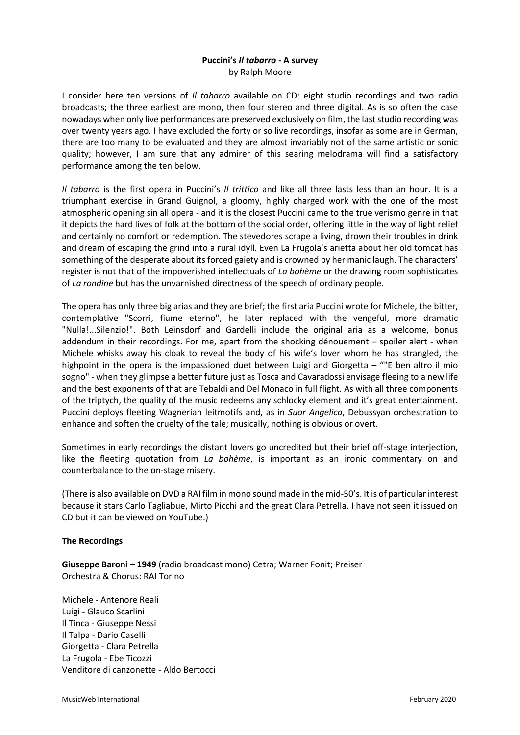**Puccini's *Il tabarro* - A survey**
by Ralph Moore

I consider here ten versions of *Il tabarro* available on CD: eight studio recordings and two radio broadcasts; the three earliest are mono, then four stereo and three digital. As is so often the case nowadays when only live performances are preserved exclusively on film, the last studio recording was over twenty years ago. I have excluded the forty or so live recordings, insofar as some are in German, there are too many to be evaluated and they are almost invariably not of the same artistic or sonic quality; however, I am sure that any admirer of this searing melodrama will find a satisfactory performance among the ten below.

*Il tabarro* is the first opera in Puccini's *Il trittico* and like all three lasts less than an hour. It is a triumphant exercise in Grand Guignol, a gloomy, highly charged work with the one of the most atmospheric opening sin all opera - and it is the closest Puccini came to the true verismo genre in that it depicts the hard lives of folk at the bottom of the social order, offering little in the way of light relief and certainly no comfort or redemption. The stevedores scrape a living, drown their troubles in drink and dream of escaping the grind into a rural idyll. Even La Frugola's arietta about her old tomcat has something of the desperate about its forced gaiety and is crowned by her manic laugh. The characters' register is not that of the impoverished intellectuals of *La bohème* or the drawing room sophisticates of *La rondine* but has the unvarnished directness of the speech of ordinary people.

The opera has only three big arias and they are brief; the first aria Puccini wrote for Michele, the bitter, contemplative "Scorri, fiume eterno", he later replaced with the vengeful, more dramatic "Nulla!...Silenzio!". Both Leinsdorf and Gardelli include the original aria as a welcome, bonus addendum in their recordings. For me, apart from the shocking dénouement – spoiler alert - when Michele whisks away his cloak to reveal the body of his wife's lover whom he has strangled, the highpoint in the opera is the impassioned duet between Luigi and Giorgetta – ""E ben altro il mio sogno" - when they glimpse a better future just as Tosca and Cavaradossi envisage fleeing to a new life and the best exponents of that are Tebaldi and Del Monaco in full flight. As with all three components of the triptych, the quality of the music redeems any schlocky element and it's great entertainment. Puccini deploys fleeting Wagnerian leitmotifs and, as in *Suor Angelica*, Debussyan orchestration to enhance and soften the cruelty of the tale; musically, nothing is obvious or overt.

Sometimes in early recordings the distant lovers go uncredited but their brief off-stage interjection, like the fleeting quotation from *La bohème*, is important as an ironic commentary on and counterbalance to the on-stage misery.

(There is also available on DVD a RAI film in mono sound made in the mid-50's. It is of particular interest because it stars Carlo Tagliabue, Mirto Picchi and the great Clara Petrella. I have not seen it issued on CD but it can be viewed on YouTube.)

**The Recordings**

**Giuseppe Baroni – 1949** (radio broadcast mono) Cetra; Warner Fonit; Preiser
Orchestra & Chorus: RAI Torino

Michele - Antenore Reali
Luigi - Glauco Scarlini
Il Tinca - Giuseppe Nessi
Il Talpa - Dario Caselli
Giorgetta - Clara Petrella
La Frugola - Ebe Ticozzi
Venditore di canzonette - Aldo Bertocci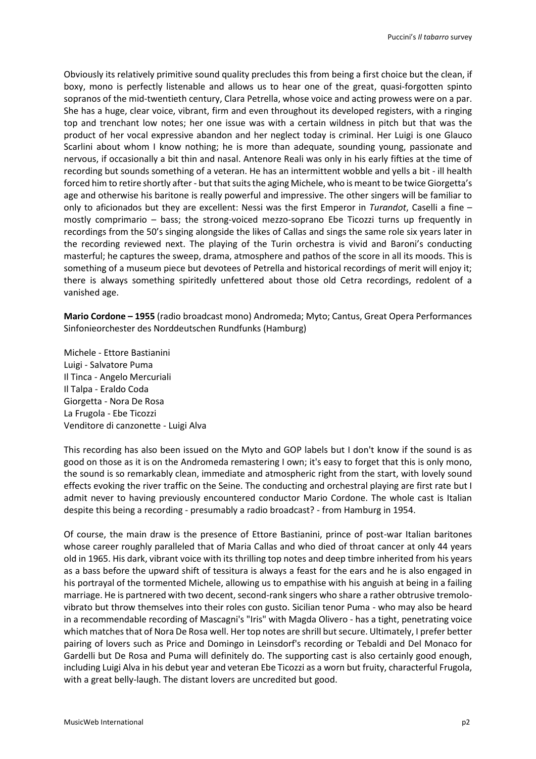Obviously its relatively primitive sound quality precludes this from being a first choice but the clean, if boxy, mono is perfectly listenable and allows us to hear one of the great, quasi-forgotten spinto sopranos of the mid-twentieth century, Clara Petrella, whose voice and acting prowess were on a par. She has a huge, clear voice, vibrant, firm and even throughout its developed registers, with a ringing top and trenchant low notes; her one issue was with a certain wildness in pitch but that was the product of her vocal expressive abandon and her neglect today is criminal. Her Luigi is one Glauco Scarlini about whom I know nothing; he is more than adequate, sounding young, passionate and nervous, if occasionally a bit thin and nasal. Antenore Reali was only in his early fifties at the time of recording but sounds something of a veteran. He has an intermittent wobble and yells a bit - ill health forced him to retire shortly after - but that suits the aging Michele, who is meant to be twice Giorgetta's age and otherwise his baritone is really powerful and impressive. The other singers will be familiar to only to aficionados but they are excellent: Nessi was the first Emperor in *Turandot*, Caselli a fine – mostly comprimario – bass; the strong-voiced mezzo-soprano Ebe Ticozzi turns up frequently in recordings from the 50's singing alongside the likes of Callas and sings the same role six years later in the recording reviewed next. The playing of the Turin orchestra is vivid and Baroni's conducting masterful; he captures the sweep, drama, atmosphere and pathos of the score in all its moods. This is something of a museum piece but devotees of Petrella and historical recordings of merit will enjoy it; there is always something spiritedly unfettered about those old Cetra recordings, redolent of a vanished age.

**Mario Cordone – 1955** (radio broadcast mono) Andromeda; Myto; Cantus, Great Opera Performances
Sinfonieorchester des Norddeutschen Rundfunks (Hamburg)

Michele - Ettore Bastianini
Luigi - Salvatore Puma
Il Tinca - Angelo Mercuriali
Il Talpa - Eraldo Coda
Giorgetta - Nora De Rosa
La Frugola - Ebe Ticozzi
Venditore di canzonette - Luigi Alva

This recording has also been issued on the Myto and GOP labels but I don't know if the sound is as good on those as it is on the Andromeda remastering I own; it's easy to forget that this is only mono, the sound is so remarkably clean, immediate and atmospheric right from the start, with lovely sound effects evoking the river traffic on the Seine. The conducting and orchestral playing are first rate but I admit never to having previously encountered conductor Mario Cordone. The whole cast is Italian despite this being a recording - presumably a radio broadcast? - from Hamburg in 1954.

Of course, the main draw is the presence of Ettore Bastianini, prince of post-war Italian baritones whose career roughly paralleled that of Maria Callas and who died of throat cancer at only 44 years old in 1965. His dark, vibrant voice with its thrilling top notes and deep timbre inherited from his years as a bass before the upward shift of tessitura is always a feast for the ears and he is also engaged in his portrayal of the tormented Michele, allowing us to empathise with his anguish at being in a failing marriage. He is partnered with two decent, second-rank singers who share a rather obtrusive tremolo-vibrato but throw themselves into their roles con gusto. Sicilian tenor Puma - who may also be heard in a recommendable recording of Mascagni's "Iris" with Magda Olivero - has a tight, penetrating voice which matches that of Nora De Rosa well. Her top notes are shrill but secure. Ultimately, I prefer better pairing of lovers such as Price and Domingo in Leinsdorf's recording or Tebaldi and Del Monaco for Gardelli but De Rosa and Puma will definitely do. The supporting cast is also certainly good enough, including Luigi Alva in his debut year and veteran Ebe Ticozzi as a worn but fruity, characterful Frugola, with a great belly-laugh. The distant lovers are uncredited but good.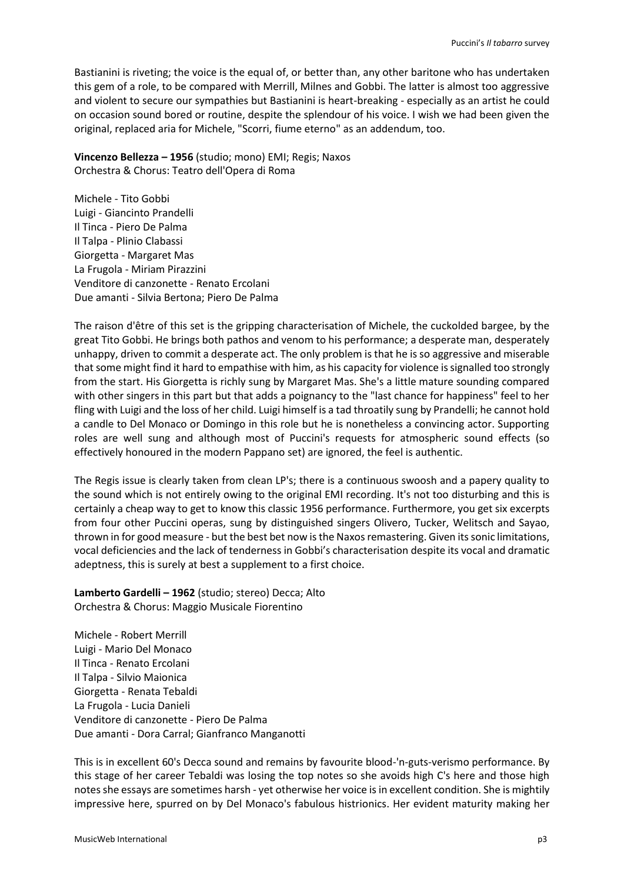Bastianini is riveting; the voice is the equal of, or better than, any other baritone who has undertaken this gem of a role, to be compared with Merrill, Milnes and Gobbi. The latter is almost too aggressive and violent to secure our sympathies but Bastianini is heart-breaking - especially as an artist he could on occasion sound bored or routine, despite the splendour of his voice. I wish we had been given the original, replaced aria for Michele, "Scorri, fiume eterno" as an addendum, too.

**Vincenzo Bellezza – 1956** (studio; mono) EMI; Regis; Naxos
Orchestra & Chorus: Teatro dell'Opera di Roma

Michele - Tito Gobbi
Luigi - Giancinto Prandelli
Il Tinca - Piero De Palma
Il Talpa - Plinio Clabassi
Giorgetta - Margaret Mas
La Frugola - Miriam Pirazzini
Venditore di canzonette - Renato Ercolani
Due amanti - Silvia Bertona; Piero De Palma

The raison d'être of this set is the gripping characterisation of Michele, the cuckolded bargee, by the great Tito Gobbi. He brings both pathos and venom to his performance; a desperate man, desperately unhappy, driven to commit a desperate act. The only problem is that he is so aggressive and miserable that some might find it hard to empathise with him, as his capacity for violence is signalled too strongly from the start. His Giorgetta is richly sung by Margaret Mas. She's a little mature sounding compared with other singers in this part but that adds a poignancy to the "last chance for happiness" feel to her fling with Luigi and the loss of her child. Luigi himself is a tad throatily sung by Prandelli; he cannot hold a candle to Del Monaco or Domingo in this role but he is nonetheless a convincing actor. Supporting roles are well sung and although most of Puccini's requests for atmospheric sound effects (so effectively honoured in the modern Pappano set) are ignored, the feel is authentic.

The Regis issue is clearly taken from clean LP's; there is a continuous swoosh and a papery quality to the sound which is not entirely owing to the original EMI recording. It's not too disturbing and this is certainly a cheap way to get to know this classic 1956 performance. Furthermore, you get six excerpts from four other Puccini operas, sung by distinguished singers Olivero, Tucker, Welitsch and Sayao, thrown in for good measure - but the best bet now is the Naxos remastering. Given its sonic limitations, vocal deficiencies and the lack of tenderness in Gobbi's characterisation despite its vocal and dramatic adeptness, this is surely at best a supplement to a first choice.

**Lamberto Gardelli – 1962** (studio; stereo) Decca; Alto
Orchestra & Chorus: Maggio Musicale Fiorentino

Michele - Robert Merrill
Luigi - Mario Del Monaco
Il Tinca - Renato Ercolani
Il Talpa - Silvio Maionica
Giorgetta - Renata Tebaldi
La Frugola - Lucia Danieli
Venditore di canzonette - Piero De Palma
Due amanti - Dora Carral; Gianfranco Manganotti

This is in excellent 60's Decca sound and remains by favourite blood-'n-guts-verismo performance. By this stage of her career Tebaldi was losing the top notes so she avoids high C's here and those high notes she essays are sometimes harsh - yet otherwise her voice is in excellent condition. She is mightily impressive here, spurred on by Del Monaco's fabulous histrionics. Her evident maturity making her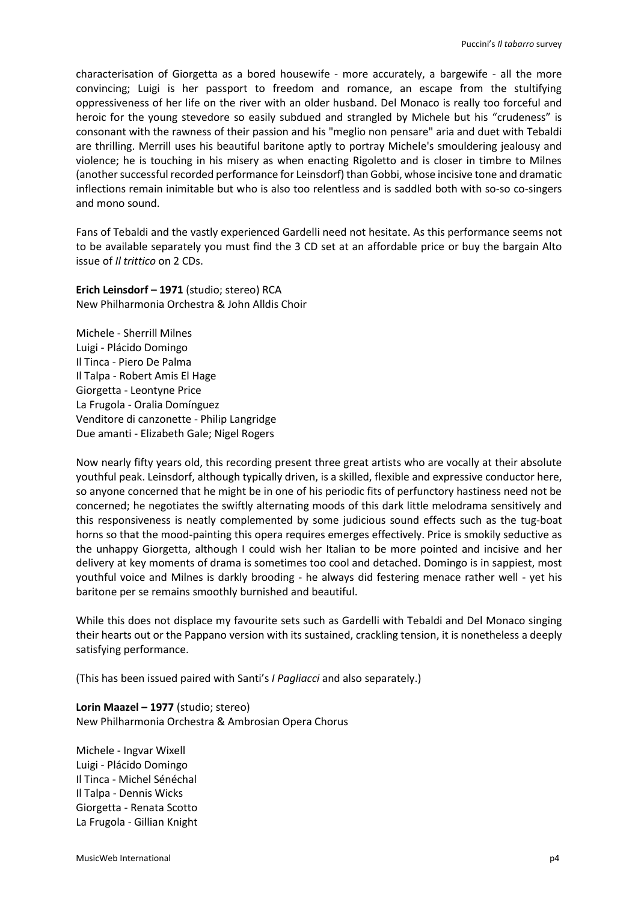characterisation of Giorgetta as a bored housewife - more accurately, a bargewife - all the more convincing; Luigi is her passport to freedom and romance, an escape from the stultifying oppressiveness of her life on the river with an older husband. Del Monaco is really too forceful and heroic for the young stevedore so easily subdued and strangled by Michele but his "crudeness" is consonant with the rawness of their passion and his "meglio non pensare" aria and duet with Tebaldi are thrilling. Merrill uses his beautiful baritone aptly to portray Michele's smouldering jealousy and violence; he is touching in his misery as when enacting Rigoletto and is closer in timbre to Milnes (another successful recorded performance for Leinsdorf) than Gobbi, whose incisive tone and dramatic inflections remain inimitable but who is also too relentless and is saddled both with so-so co-singers and mono sound.

Fans of Tebaldi and the vastly experienced Gardelli need not hesitate. As this performance seems not to be available separately you must find the 3 CD set at an affordable price or buy the bargain Alto issue of *Il trittico* on 2 CDs.

**Erich Leinsdorf – 1971** (studio; stereo) RCA
New Philharmonia Orchestra & John Alldis Choir

Michele - Sherrill Milnes
Luigi - Plácido Domingo
Il Tinca - Piero De Palma
Il Talpa - Robert Amis El Hage
Giorgetta - Leontyne Price
La Frugola - Oralia Domínguez
Venditore di canzonette - Philip Langridge
Due amanti - Elizabeth Gale; Nigel Rogers

Now nearly fifty years old, this recording present three great artists who are vocally at their absolute youthful peak. Leinsdorf, although typically driven, is a skilled, flexible and expressive conductor here, so anyone concerned that he might be in one of his periodic fits of perfunctory hastiness need not be concerned; he negotiates the swiftly alternating moods of this dark little melodrama sensitively and this responsiveness is neatly complemented by some judicious sound effects such as the tug-boat horns so that the mood-painting this opera requires emerges effectively. Price is smokily seductive as the unhappy Giorgetta, although I could wish her Italian to be more pointed and incisive and her delivery at key moments of drama is sometimes too cool and detached. Domingo is in sappiest, most youthful voice and Milnes is darkly brooding - he always did festering menace rather well - yet his baritone per se remains smoothly burnished and beautiful.

While this does not displace my favourite sets such as Gardelli with Tebaldi and Del Monaco singing their hearts out or the Pappano version with its sustained, crackling tension, it is nonetheless a deeply satisfying performance.

(This has been issued paired with Santi's *I Pagliacci* and also separately.)

**Lorin Maazel – 1977** (studio; stereo)
New Philharmonia Orchestra & Ambrosian Opera Chorus

Michele - Ingvar Wixell
Luigi - Plácido Domingo
Il Tinca - Michel Sénéchal
Il Talpa - Dennis Wicks
Giorgetta - Renata Scotto
La Frugola - Gillian Knight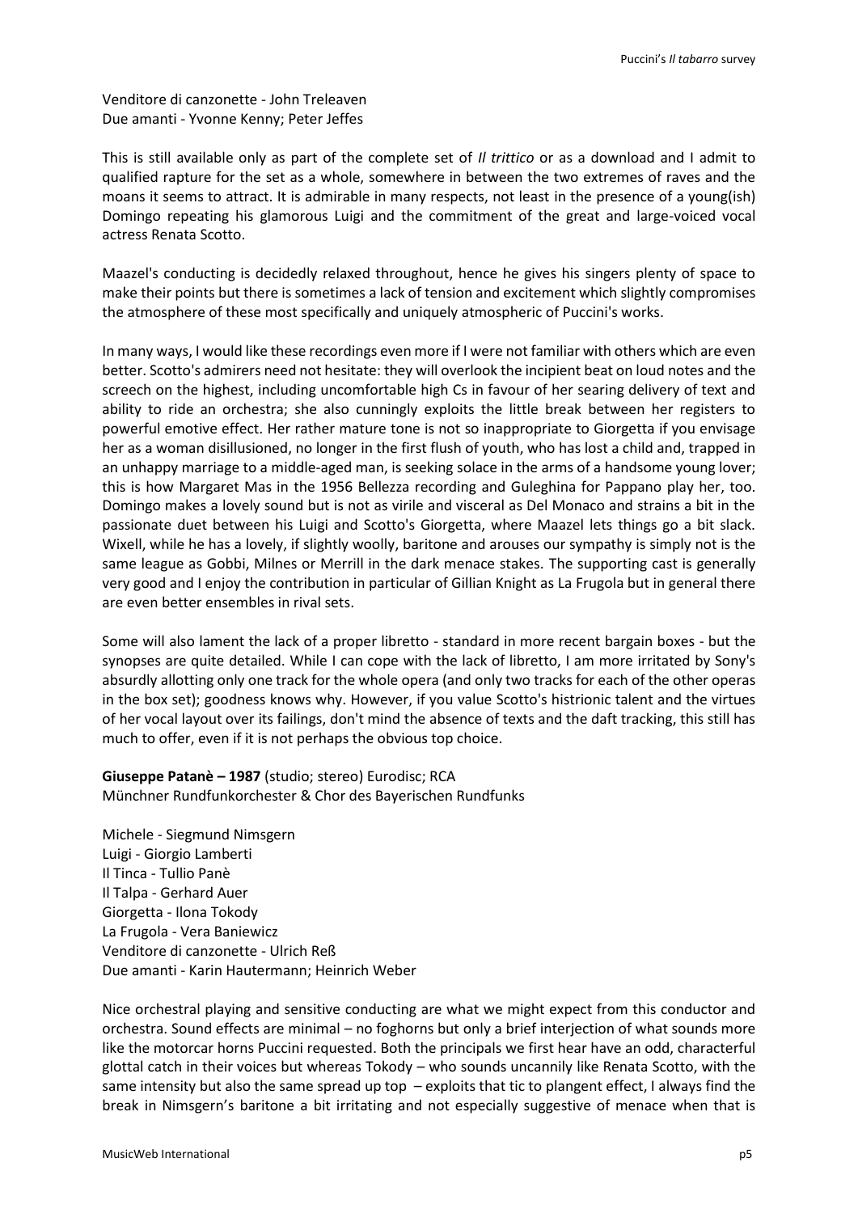Venditore di canzonette - John Treleaven
Due amanti - Yvonne Kenny; Peter Jeffes

This is still available only as part of the complete set of *Il trittico* or as a download and I admit to qualified rapture for the set as a whole, somewhere in between the two extremes of raves and the moans it seems to attract. It is admirable in many respects, not least in the presence of a young(ish) Domingo repeating his glamorous Luigi and the commitment of the great and large-voiced vocal actress Renata Scotto.

Maazel's conducting is decidedly relaxed throughout, hence he gives his singers plenty of space to make their points but there is sometimes a lack of tension and excitement which slightly compromises the atmosphere of these most specifically and uniquely atmospheric of Puccini's works.

In many ways, I would like these recordings even more if I were not familiar with others which are even better. Scotto's admirers need not hesitate: they will overlook the incipient beat on loud notes and the screech on the highest, including uncomfortable high Cs in favour of her searing delivery of text and ability to ride an orchestra; she also cunningly exploits the little break between her registers to powerful emotive effect. Her rather mature tone is not so inappropriate to Giorgetta if you envisage her as a woman disillusioned, no longer in the first flush of youth, who has lost a child and, trapped in an unhappy marriage to a middle-aged man, is seeking solace in the arms of a handsome young lover; this is how Margaret Mas in the 1956 Bellezza recording and Guleghina for Pappano play her, too. Domingo makes a lovely sound but is not as virile and visceral as Del Monaco and strains a bit in the passionate duet between his Luigi and Scotto's Giorgetta, where Maazel lets things go a bit slack. Wixell, while he has a lovely, if slightly woolly, baritone and arouses our sympathy is simply not is the same league as Gobbi, Milnes or Merrill in the dark menace stakes. The supporting cast is generally very good and I enjoy the contribution in particular of Gillian Knight as La Frugola but in general there are even better ensembles in rival sets.

Some will also lament the lack of a proper libretto - standard in more recent bargain boxes - but the synopses are quite detailed. While I can cope with the lack of libretto, I am more irritated by Sony's absurdly allotting only one track for the whole opera (and only two tracks for each of the other operas in the box set); goodness knows why. However, if you value Scotto's histrionic talent and the virtues of her vocal layout over its failings, don't mind the absence of texts and the daft tracking, this still has much to offer, even if it is not perhaps the obvious top choice.

**Giuseppe Patanè – 1987** (studio; stereo) Eurodisc; RCA
Münchner Rundfunkorchester & Chor des Bayerischen Rundfunks

Michele - Siegmund Nimsgern
Luigi - Giorgio Lamberti
Il Tinca - Tullio Panè
Il Talpa - Gerhard Auer
Giorgetta - Ilona Tokody
La Frugola - Vera Baniewicz
Venditore di canzonette - Ulrich Reß
Due amanti - Karin Hautermann; Heinrich Weber

Nice orchestral playing and sensitive conducting are what we might expect from this conductor and orchestra. Sound effects are minimal – no foghorns but only a brief interjection of what sounds more like the motorcar horns Puccini requested. Both the principals we first hear have an odd, characterful glottal catch in their voices but whereas Tokody – who sounds uncannily like Renata Scotto, with the same intensity but also the same spread up top – exploits that tic to plangent effect, I always find the break in Nimsgern's baritone a bit irritating and not especially suggestive of menace when that is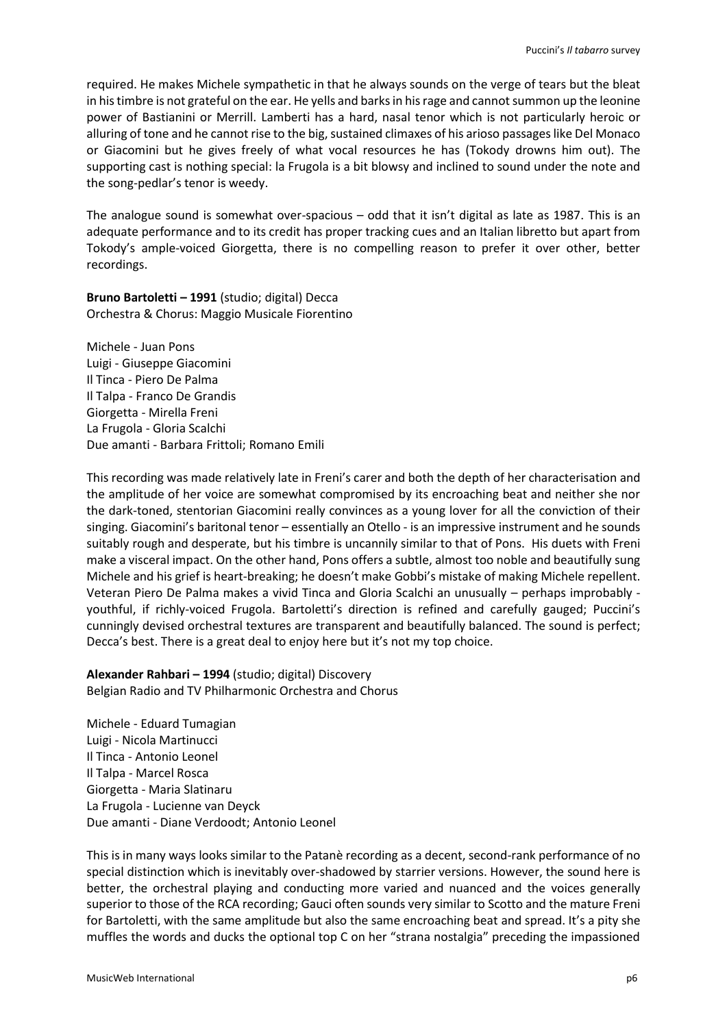required. He makes Michele sympathetic in that he always sounds on the verge of tears but the bleat in his timbre is not grateful on the ear. He yells and barks in his rage and cannot summon up the leonine power of Bastianini or Merrill. Lamberti has a hard, nasal tenor which is not particularly heroic or alluring of tone and he cannot rise to the big, sustained climaxes of his arioso passages like Del Monaco or Giacomini but he gives freely of what vocal resources he has (Tokody drowns him out). The supporting cast is nothing special: la Frugola is a bit blowsy and inclined to sound under the note and the song-pedlar's tenor is weedy.

The analogue sound is somewhat over-spacious – odd that it isn't digital as late as 1987. This is an adequate performance and to its credit has proper tracking cues and an Italian libretto but apart from Tokody's ample-voiced Giorgetta, there is no compelling reason to prefer it over other, better recordings.

**Bruno Bartoletti – 1991** (studio; digital) Decca
Orchestra & Chorus: Maggio Musicale Fiorentino

Michele - Juan Pons
Luigi - Giuseppe Giacomini
Il Tinca - Piero De Palma
Il Talpa - Franco De Grandis
Giorgetta - Mirella Freni
La Frugola - Gloria Scalchi
Due amanti - Barbara Frittoli; Romano Emili

This recording was made relatively late in Freni's carer and both the depth of her characterisation and the amplitude of her voice are somewhat compromised by its encroaching beat and neither she nor the dark-toned, stentorian Giacomini really convinces as a young lover for all the conviction of their singing. Giacomini's baritonal tenor – essentially an Otello - is an impressive instrument and he sounds suitably rough and desperate, but his timbre is uncannily similar to that of Pons. His duets with Freni make a visceral impact. On the other hand, Pons offers a subtle, almost too noble and beautifully sung Michele and his grief is heart-breaking; he doesn't make Gobbi's mistake of making Michele repellent. Veteran Piero De Palma makes a vivid Tinca and Gloria Scalchi an unusually – perhaps improbably - youthful, if richly-voiced Frugola. Bartoletti's direction is refined and carefully gauged; Puccini's cunningly devised orchestral textures are transparent and beautifully balanced. The sound is perfect; Decca's best. There is a great deal to enjoy here but it's not my top choice.

**Alexander Rahbari – 1994** (studio; digital) Discovery
Belgian Radio and TV Philharmonic Orchestra and Chorus

Michele - Eduard Tumagian
Luigi - Nicola Martinucci
Il Tinca - Antonio Leonel
Il Talpa - Marcel Rosca
Giorgetta - Maria Slatinaru
La Frugola - Lucienne van Deyck
Due amanti - Diane Verdoodt; Antonio Leonel

This is in many ways looks similar to the Patanè recording as a decent, second-rank performance of no special distinction which is inevitably over-shadowed by starrier versions. However, the sound here is better, the orchestral playing and conducting more varied and nuanced and the voices generally superior to those of the RCA recording; Gauci often sounds very similar to Scotto and the mature Freni for Bartoletti, with the same amplitude but also the same encroaching beat and spread. It's a pity she muffles the words and ducks the optional top C on her "strana nostalgia" preceding the impassioned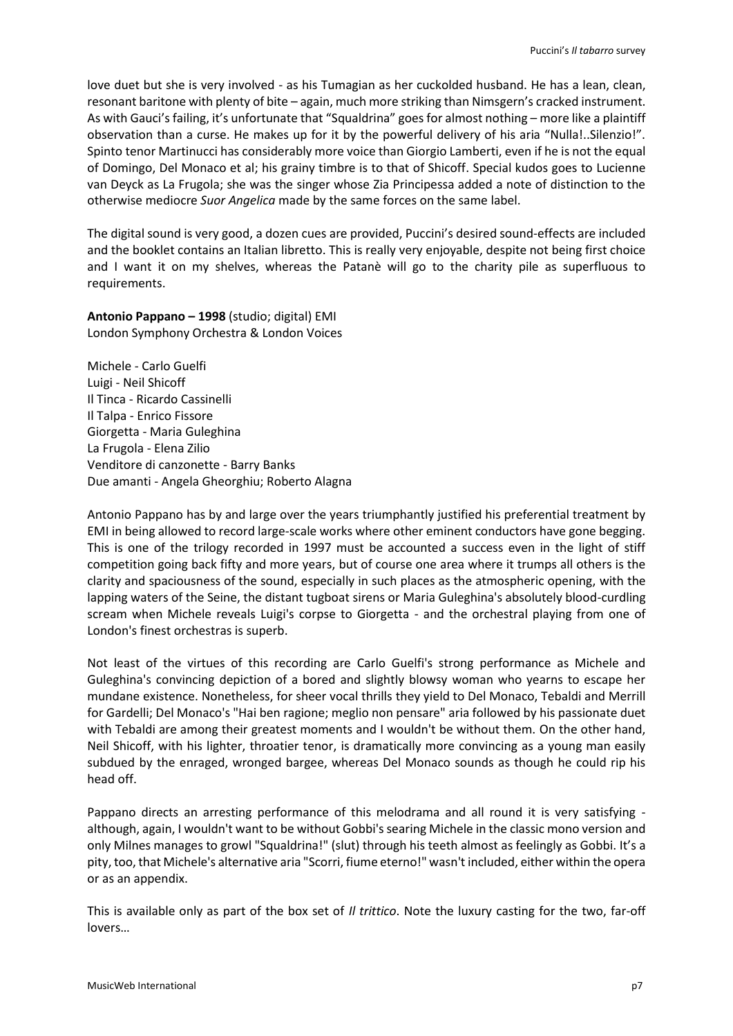love duet but she is very involved - as his Tumagian as her cuckolded husband. He has a lean, clean, resonant baritone with plenty of bite – again, much more striking than Nimsgern's cracked instrument. As with Gauci's failing, it's unfortunate that "Squaldrina" goes for almost nothing – more like a plaintiff observation than a curse. He makes up for it by the powerful delivery of his aria "Nulla!..Silenzio!". Spinto tenor Martinucci has considerably more voice than Giorgio Lamberti, even if he is not the equal of Domingo, Del Monaco et al; his grainy timbre is to that of Shicoff. Special kudos goes to Lucienne van Deyck as La Frugola; she was the singer whose Zia Principessa added a note of distinction to the otherwise mediocre *Suor Angelica* made by the same forces on the same label.

The digital sound is very good, a dozen cues are provided, Puccini's desired sound-effects are included and the booklet contains an Italian libretto. This is really very enjoyable, despite not being first choice and I want it on my shelves, whereas the Patanè will go to the charity pile as superfluous to requirements.

**Antonio Pappano – 1998** (studio; digital) EMI
London Symphony Orchestra & London Voices

Michele - Carlo Guelfi
Luigi - Neil Shicoff
Il Tinca - Ricardo Cassinelli
Il Talpa - Enrico Fissore
Giorgetta - Maria Guleghina
La Frugola - Elena Zilio
Venditore di canzonette - Barry Banks
Due amanti - Angela Gheorghiu; Roberto Alagna

Antonio Pappano has by and large over the years triumphantly justified his preferential treatment by EMI in being allowed to record large-scale works where other eminent conductors have gone begging. This is one of the trilogy recorded in 1997 must be accounted a success even in the light of stiff competition going back fifty and more years, but of course one area where it trumps all others is the clarity and spaciousness of the sound, especially in such places as the atmospheric opening, with the lapping waters of the Seine, the distant tugboat sirens or Maria Guleghina's absolutely blood-curdling scream when Michele reveals Luigi's corpse to Giorgetta - and the orchestral playing from one of London's finest orchestras is superb.

Not least of the virtues of this recording are Carlo Guelfi's strong performance as Michele and Guleghina's convincing depiction of a bored and slightly blowsy woman who yearns to escape her mundane existence. Nonetheless, for sheer vocal thrills they yield to Del Monaco, Tebaldi and Merrill for Gardelli; Del Monaco's "Hai ben ragione; meglio non pensare" aria followed by his passionate duet with Tebaldi are among their greatest moments and I wouldn't be without them. On the other hand, Neil Shicoff, with his lighter, throatier tenor, is dramatically more convincing as a young man easily subdued by the enraged, wronged bargee, whereas Del Monaco sounds as though he could rip his head off.

Pappano directs an arresting performance of this melodrama and all round it is very satisfying - although, again, I wouldn't want to be without Gobbi's searing Michele in the classic mono version and only Milnes manages to growl "Squaldrina!" (slut) through his teeth almost as feelingly as Gobbi. It's a pity, too, that Michele's alternative aria "Scorri, fiume eterno!" wasn't included, either within the opera or as an appendix.

This is available only as part of the box set of *Il trittico*. Note the luxury casting for the two, far-off lovers…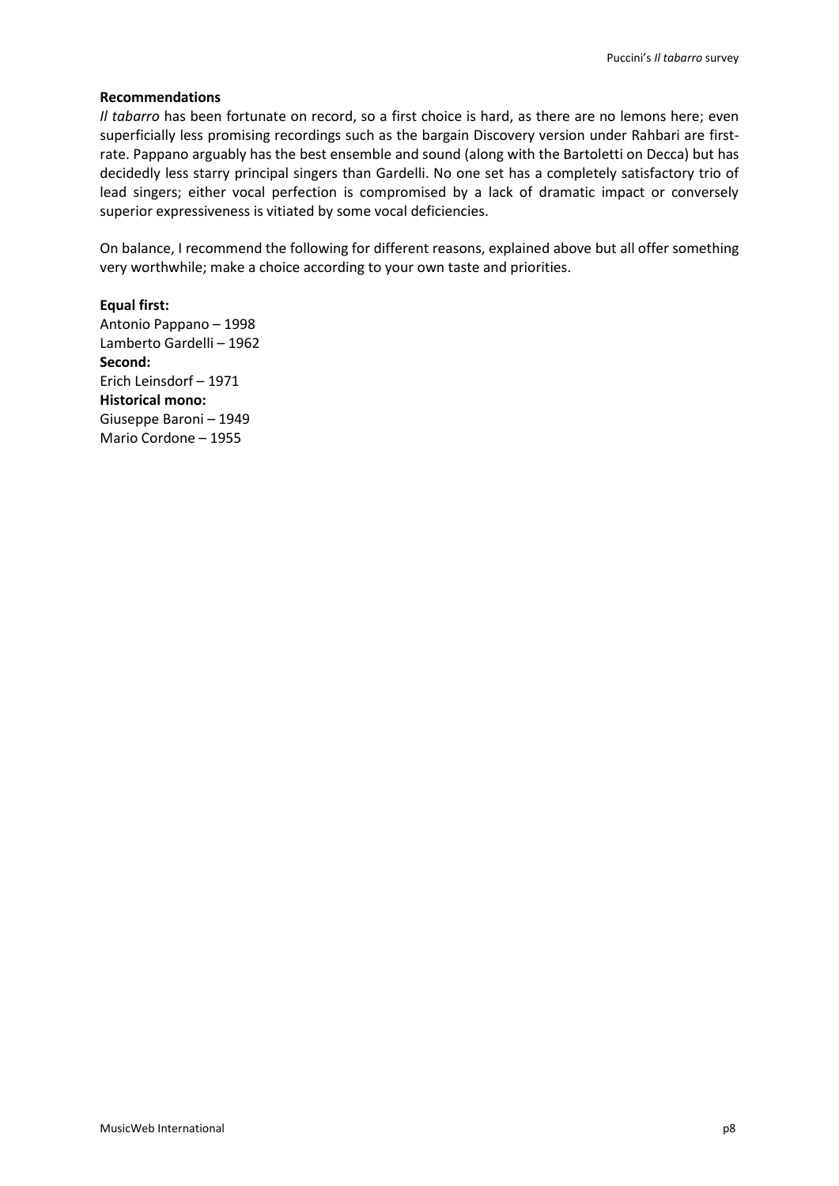**Recommendations**

*Il tabarro* has been fortunate on record, so a first choice is hard, as there are no lemons here; even superficially less promising recordings such as the bargain Discovery version under Rahbari are first-rate. Pappano arguably has the best ensemble and sound (along with the Bartoletti on Decca) but has decidedly less starry principal singers than Gardelli. No one set has a completely satisfactory trio of lead singers; either vocal perfection is compromised by a lack of dramatic impact or conversely superior expressiveness is vitiated by some vocal deficiencies.

On balance, I recommend the following for different reasons, explained above but all offer something very worthwhile; make a choice according to your own taste and priorities.

**Equal first:**
Antonio Pappano – 1998
Lamberto Gardelli – 1962
**Second:**
Erich Leinsdorf – 1971
**Historical mono:**
Giuseppe Baroni – 1949
Mario Cordone – 1955